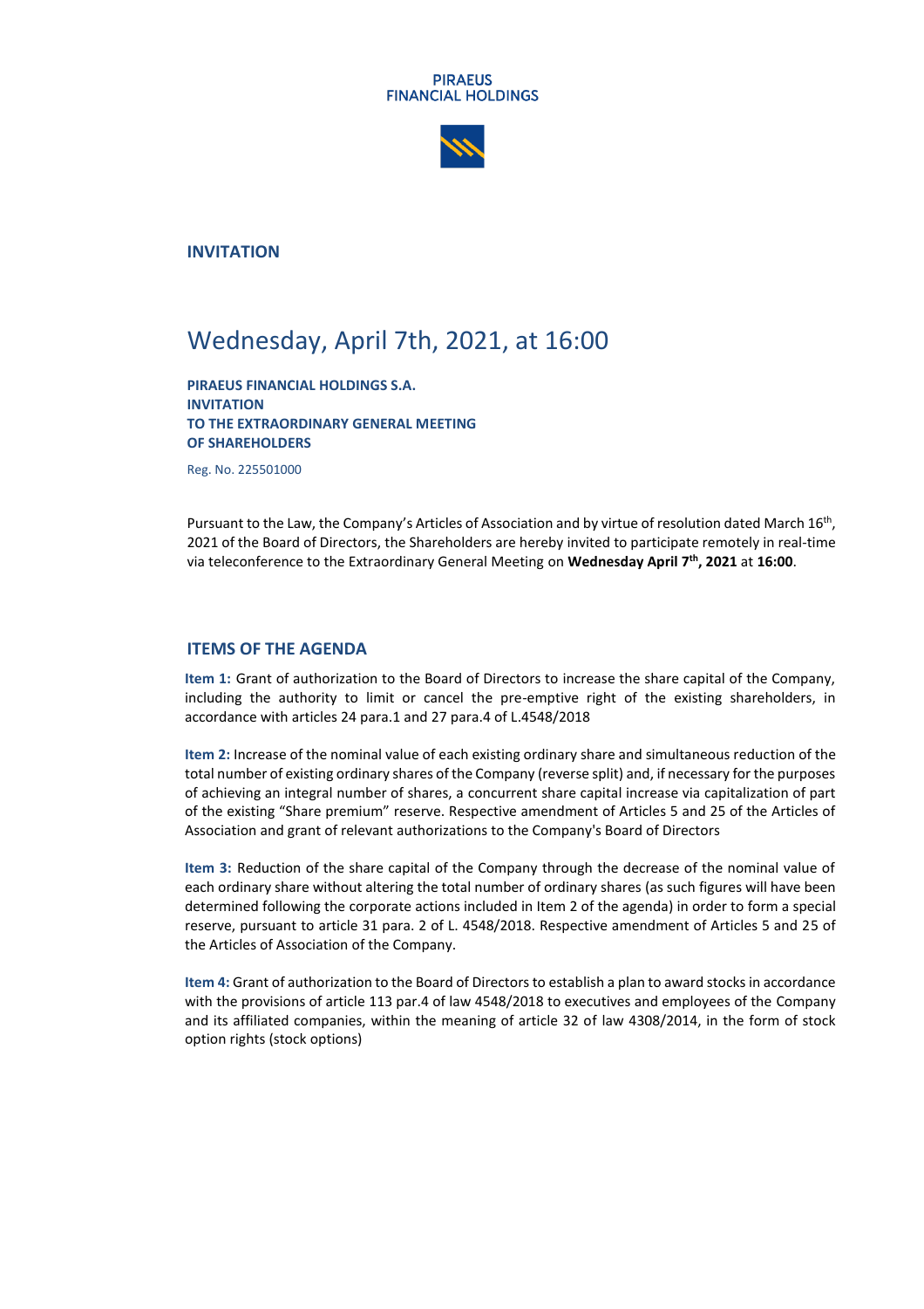PIRAEUS
FINANCIAL HOLDINGS

## INVITATION

# Wednesday, April 7th, 2021, at 16:00

**PIRAEUS FINANCIAL HOLDINGS S.A.**
**INVITATION**
**TO THE EXTRAORDINARY GENERAL MEETING**
**OF SHAREHOLDERS**

Reg. No. 225501000

Pursuant to the Law, the Company's Articles of Association and by virtue of resolution dated March 16th, 2021 of the Board of Directors, the Shareholders are hereby invited to participate remotely in real-time via teleconference to the Extraordinary General Meeting on **Wednesday April 7th, 2021** at **16:00**.

## ITEMS OF THE AGENDA

**Item 1:** Grant of authorization to the Board of Directors to increase the share capital of the Company, including the authority to limit or cancel the pre-emptive right of the existing shareholders, in accordance with articles 24 para.1 and 27 para.4 of L.4548/2018

**Item 2:** Increase of the nominal value of each existing ordinary share and simultaneous reduction of the total number of existing ordinary shares of the Company (reverse split) and, if necessary for the purposes of achieving an integral number of shares, a concurrent share capital increase via capitalization of part of the existing "Share premium" reserve. Respective amendment of Articles 5 and 25 of the Articles of Association and grant of relevant authorizations to the Company's Board of Directors

**Item 3:** Reduction of the share capital of the Company through the decrease of the nominal value of each ordinary share without altering the total number of ordinary shares (as such figures will have been determined following the corporate actions included in Item 2 of the agenda) in order to form a special reserve, pursuant to article 31 para. 2 of L. 4548/2018. Respective amendment of Articles 5 and 25 of the Articles of Association of the Company.

**Item 4:** Grant of authorization to the Board of Directors to establish a plan to award stocks in accordance with the provisions of article 113 par.4 of law 4548/2018 to executives and employees of the Company and its affiliated companies, within the meaning of article 32 of law 4308/2014, in the form of stock option rights (stock options)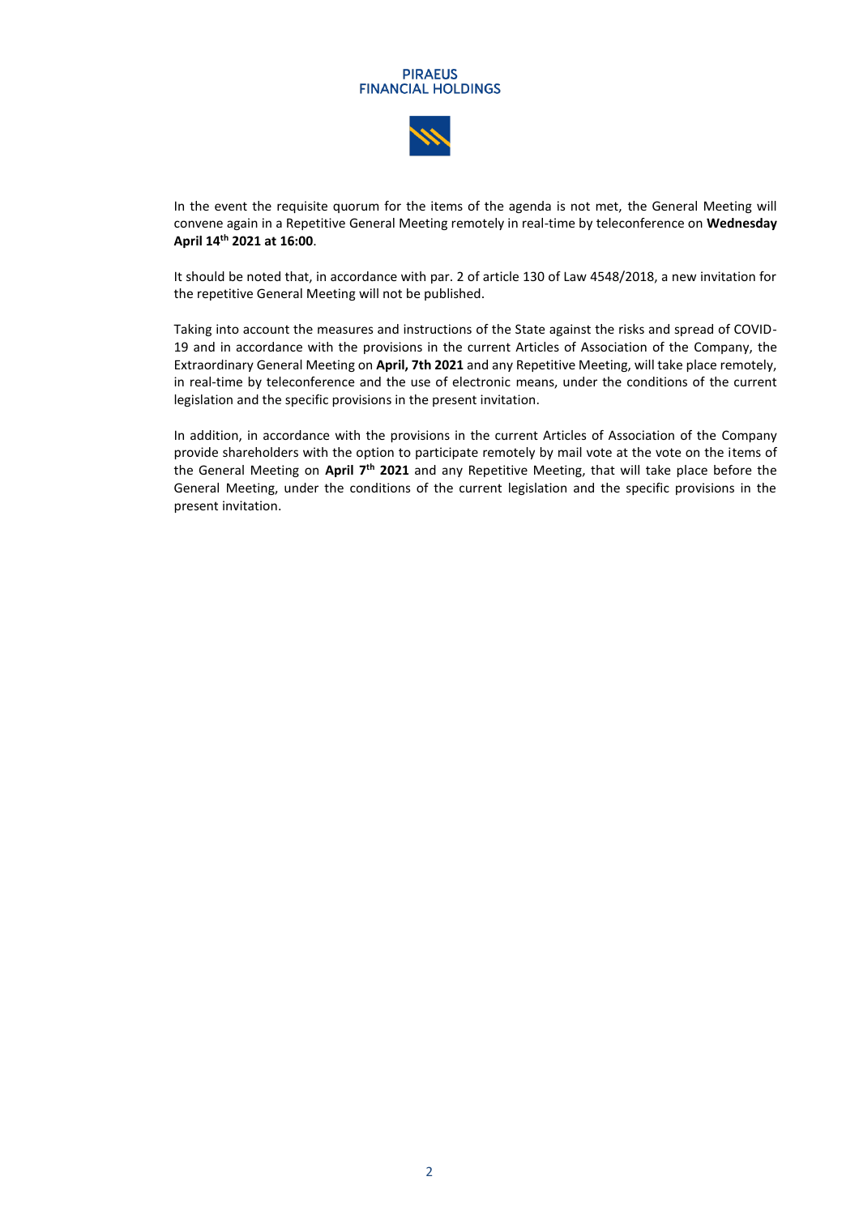In the event the requisite quorum for the items of the agenda is not met, the General Meeting will convene again in a Repetitive General Meeting remotely in real-time by teleconference on **Wednesday April 14th 2021 at 16:00**.

It should be noted that, in accordance with par. 2 of article 130 of Law 4548/2018, a new invitation for the repetitive General Meeting will not be published.

Taking into account the measures and instructions of the State against the risks and spread of COVID-19 and in accordance with the provisions in the current Articles of Association of the Company, the Extraordinary General Meeting on **April, 7th 2021** and any Repetitive Meeting, will take place remotely, in real-time by teleconference and the use of electronic means, under the conditions of the current legislation and the specific provisions in the present invitation.

In addition, in accordance with the provisions in the current Articles of Association of the Company provide shareholders with the option to participate remotely by mail vote at the vote on the items of the General Meeting on **April 7th 2021** and any Repetitive Meeting, that will take place before the General Meeting, under the conditions of the current legislation and the specific provisions in the present invitation.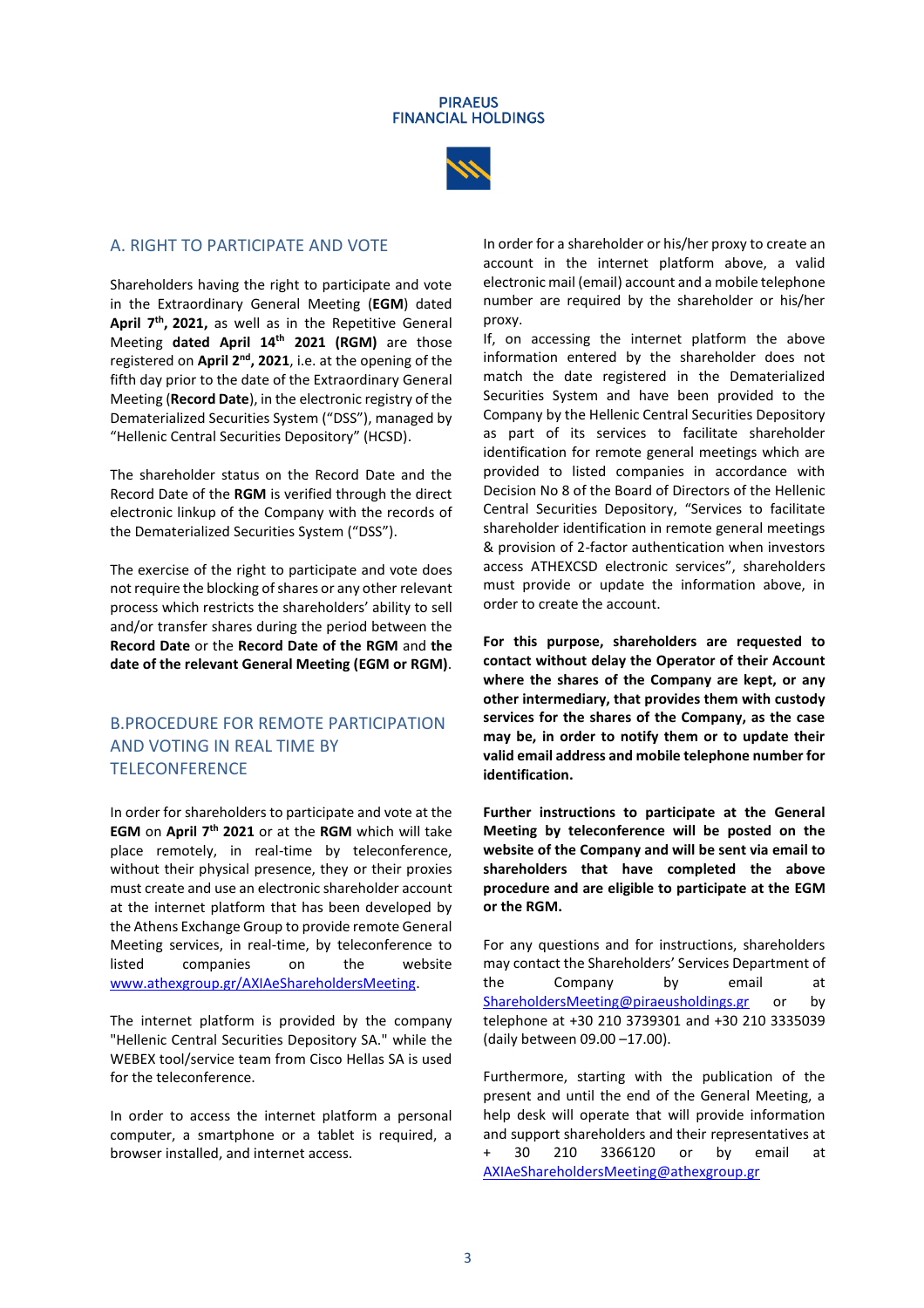## A. RIGHT TO PARTICIPATE AND VOTE

Shareholders having the right to participate and vote in the Extraordinary General Meeting (**EGM**) dated **April 7th, 2021,** as well as in the Repetitive General Meeting **dated April 14th 2021 (RGM)** are those registered on **April 2nd, 2021**, i.e. at the opening of the fifth day prior to the date of the Extraordinary General Meeting (**Record Date**), in the electronic registry of the Dematerialized Securities System ("DSS"), managed by "Hellenic Central Securities Depository" (HCSD).

The shareholder status on the Record Date and the Record Date of the **RGM** is verified through the direct electronic linkup of the Company with the records of the Dematerialized Securities System ("DSS").

The exercise of the right to participate and vote does not require the blocking of shares or any other relevant process which restricts the shareholders' ability to sell and/or transfer shares during the period between the **Record Date** or the **Record Date of the RGM** and **the date of the relevant General Meeting (EGM or RGM)**.

## B.PROCEDURE FOR REMOTE PARTICIPATION AND VOTING IN REAL TIME BY TELECONFERENCE

In order for shareholders to participate and vote at the **EGM** on **April 7th 2021** or at the **RGM** which will take place remotely, in real-time by teleconference, without their physical presence, they or their proxies must create and use an electronic shareholder account at the internet platform that has been developed by the Athens Exchange Group to provide remote General Meeting services, in real-time, by teleconference to listed companies on the website www.athexgroup.gr/AXIAeShareholdersMeeting.

The internet platform is provided by the company "Hellenic Central Securities Depository SA." while the WEBEX tool/service team from Cisco Hellas SA is used for the teleconference.

In order to access the internet platform a personal computer, a smartphone or a tablet is required, a browser installed, and internet access.

In order for a shareholder or his/her proxy to create an account in the internet platform above, a valid electronic mail (email) account and a mobile telephone number are required by the shareholder or his/her proxy.
If, on accessing the internet platform the above information entered by the shareholder does not match the date registered in the Dematerialized Securities System and have been provided to the Company by the Hellenic Central Securities Depository as part of its services to facilitate shareholder identification for remote general meetings which are provided to listed companies in accordance with Decision No 8 of the Board of Directors of the Hellenic Central Securities Depository, "Services to facilitate shareholder identification in remote general meetings & provision of 2-factor authentication when investors access ATHEXCSD electronic services", shareholders must provide or update the information above, in order to create the account.

**For this purpose, shareholders are requested to contact without delay the Operator of their Account where the shares of the Company are kept, or any other intermediary, that provides them with custody services for the shares of the Company, as the case may be, in order to notify them or to update their valid email address and mobile telephone number for identification.**

**Further instructions to participate at the General Meeting by teleconference will be posted on the website of the Company and will be sent via email to shareholders that have completed the above procedure and are eligible to participate at the EGM or the RGM.**

For any questions and for instructions, shareholders may contact the Shareholders' Services Department of the Company by email at ShareholdersMeeting@piraeusholdings.gr or by telephone at +30 210 3739301 and +30 210 3335039 (daily between 09.00 –17.00).

Furthermore, starting with the publication of the present and until the end of the General Meeting, a help desk will operate that will provide information and support shareholders and their representatives at + 30 210 3366120 or by email at AXIAeShareholdersMeeting@athexgroup.gr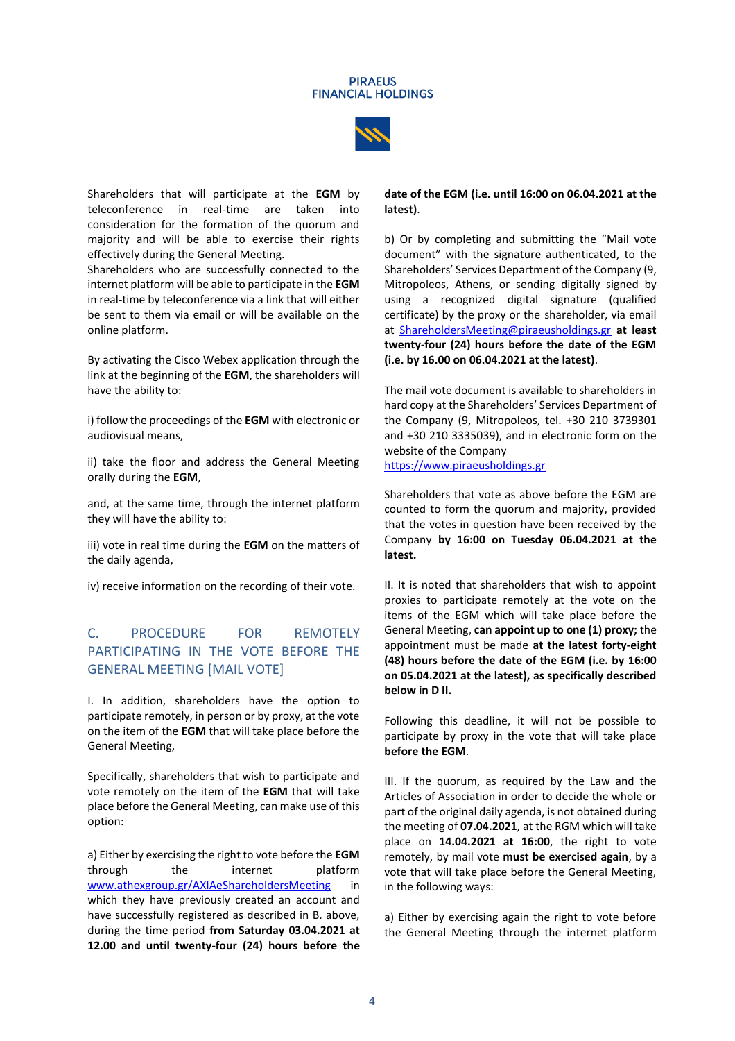Shareholders that will participate at the **EGM** by teleconference in real-time are taken into consideration for the formation of the quorum and majority and will be able to exercise their rights effectively during the General Meeting.

Shareholders who are successfully connected to the internet platform will be able to participate in the **EGM** in real-time by teleconference via a link that will either be sent to them via email or will be available on the online platform.

By activating the Cisco Webex application through the link at the beginning of the **EGM**, the shareholders will have the ability to:

i) follow the proceedings of the **EGM** with electronic or audiovisual means,

ii) take the floor and address the General Meeting orally during the **EGM**,

and, at the same time, through the internet platform they will have the ability to:

iii) vote in real time during the **EGM** on the matters of the daily agenda,

iv) receive information on the recording of their vote.

## C. PROCEDURE FOR REMOTELY PARTICIPATING IN THE VOTE BEFORE THE GENERAL MEETING [MAIL VOTE]

I. In addition, shareholders have the option to participate remotely, in person or by proxy, at the vote on the item of the **EGM** that will take place before the General Meeting,

Specifically, shareholders that wish to participate and vote remotely on the item of the **EGM** that will take place before the General Meeting, can make use of this option:

a) Either by exercising the right to vote before the **EGM** through the internet platform www.athexgroup.gr/AXIAeShareholdersMeeting in which they have previously created an account and have successfully registered as described in B. above, during the time period **from Saturday 03.04.2021 at 12.00 and until twenty-four (24) hours before the date of the EGM (i.e. until 16:00 on 06.04.2021 at the latest)**.

b) Or by completing and submitting the "Mail vote document" with the signature authenticated, to the Shareholders' Services Department of the Company (9, Mitropoleos, Athens, or sending digitally signed by using a recognized digital signature (qualified certificate) by the proxy or the shareholder, via email at ShareholdersMeeting@piraeusholdings.gr **at least twenty-four (24) hours before the date of the EGM (i.e. by 16.00 on 06.04.2021 at the latest)**.

The mail vote document is available to shareholders in hard copy at the Shareholders' Services Department of the Company (9, Mitropoleos, tel. +30 210 3739301 and +30 210 3335039), and in electronic form on the website of the Company https://www.piraeusholdings.gr

Shareholders that vote as above before the EGM are counted to form the quorum and majority, provided that the votes in question have been received by the Company **by 16:00 on Tuesday 06.04.2021 at the latest.**

II. It is noted that shareholders that wish to appoint proxies to participate remotely at the vote on the items of the EGM which will take place before the General Meeting, **can appoint up to one (1) proxy;** the appointment must be made **at the latest forty-eight (48) hours before the date of the EGM (i.e. by 16:00 on 05.04.2021 at the latest), as specifically described below in D II.**

Following this deadline, it will not be possible to participate by proxy in the vote that will take place **before the EGM**.

III. If the quorum, as required by the Law and the Articles of Association in order to decide the whole or part of the original daily agenda, is not obtained during the meeting of **07.04.2021**, at the RGM which will take place on **14.04.2021 at 16:00**, the right to vote remotely, by mail vote **must be exercised again**, by a vote that will take place before the General Meeting, in the following ways:

a) Either by exercising again the right to vote before the General Meeting through the internet platform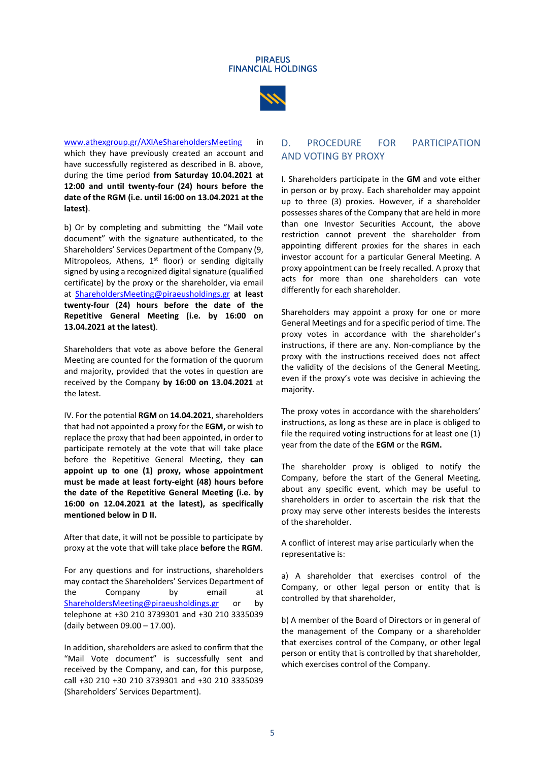www.athexgroup.gr/AXIAeShareholdersMeeting in which they have previously created an account and have successfully registered as described in B. above, during the time period **from Saturday 10.04.2021 at 12:00 and until twenty-four (24) hours before the date of the RGM (i.e. until 16:00 on 13.04.2021 at the latest)**.

b) Or by completing and submitting the "Mail vote document" with the signature authenticated, to the Shareholders' Services Department of the Company (9, Mitropoleos, Athens, 1st floor) or sending digitally signed by using a recognized digital signature (qualified certificate) by the proxy or the shareholder, via email at ShareholdersMeeting@piraeusholdings.gr **at least twenty-four (24) hours before the date of the Repetitive General Meeting (i.e. by 16:00 on 13.04.2021 at the latest)**.

Shareholders that vote as above before the General Meeting are counted for the formation of the quorum and majority, provided that the votes in question are received by the Company **by 16:00 on 13.04.2021** at the latest.

IV. For the potential **RGM** on **14.04.2021**, shareholders that had not appointed a proxy for the **EGM,** or wish to replace the proxy that had been appointed, in order to participate remotely at the vote that will take place before the Repetitive General Meeting, they **can appoint up to one (1) proxy, whose appointment must be made at least forty-eight (48) hours before the date of the Repetitive General Meeting (i.e. by 16:00 on 12.04.2021 at the latest), as specifically mentioned below in D II.**

After that date, it will not be possible to participate by proxy at the vote that will take place **before** the **RGM**.

For any questions and for instructions, shareholders may contact the Shareholders' Services Department of the Company by email at ShareholdersMeeting@piraeusholdings.gr or by telephone at +30 210 3739301 and +30 210 3335039 (daily between 09.00 – 17.00).

In addition, shareholders are asked to confirm that the "Mail Vote document" is successfully sent and received by the Company, and can, for this purpose, call +30 210 +30 210 3739301 and +30 210 3335039 (Shareholders' Services Department).

## D. PROCEDURE FOR PARTICIPATION AND VOTING BY PROXY

I. Shareholders participate in the **GM** and vote either in person or by proxy. Each shareholder may appoint up to three (3) proxies. However, if a shareholder possesses shares of the Company that are held in more than one Investor Securities Account, the above restriction cannot prevent the shareholder from appointing different proxies for the shares in each investor account for a particular General Meeting. A proxy appointment can be freely recalled. A proxy that acts for more than one shareholders can vote differently for each shareholder.

Shareholders may appoint a proxy for one or more General Meetings and for a specific period of time. The proxy votes in accordance with the shareholder's instructions, if there are any. Non-compliance by the proxy with the instructions received does not affect the validity of the decisions of the General Meeting, even if the proxy's vote was decisive in achieving the majority.

The proxy votes in accordance with the shareholders' instructions, as long as these are in place is obliged to file the required voting instructions for at least one (1) year from the date of the **EGM** or the **RGM.**

The shareholder proxy is obliged to notify the Company, before the start of the General Meeting, about any specific event, which may be useful to shareholders in order to ascertain the risk that the proxy may serve other interests besides the interests of the shareholder.

A conflict of interest may arise particularly when the representative is:

a) A shareholder that exercises control of the Company, or other legal person or entity that is controlled by that shareholder,

b) A member of the Board of Directors or in general of the management of the Company or a shareholder that exercises control of the Company, or other legal person or entity that is controlled by that shareholder, which exercises control of the Company.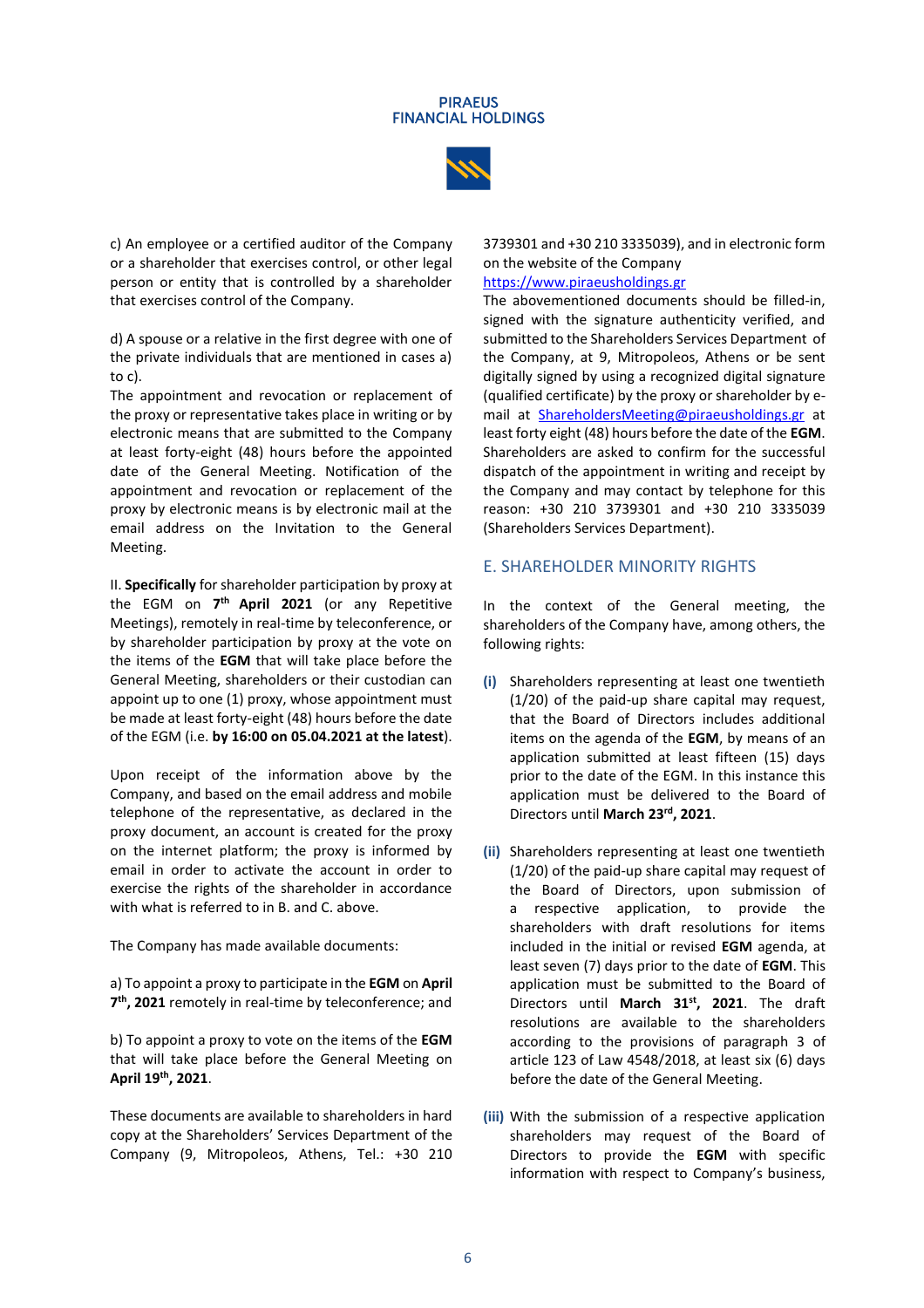c) An employee or a certified auditor of the Company or a shareholder that exercises control, or other legal person or entity that is controlled by a shareholder that exercises control of the Company.

d) A spouse or a relative in the first degree with one of the private individuals that are mentioned in cases a) to c).

The appointment and revocation or replacement of the proxy or representative takes place in writing or by electronic means that are submitted to the Company at least forty-eight (48) hours before the appointed date of the General Meeting. Notification of the appointment and revocation or replacement of the proxy by electronic means is by electronic mail at the email address on the Invitation to the General Meeting.

II. **Specifically** for shareholder participation by proxy at the EGM on **7th April 2021** (or any Repetitive Meetings), remotely in real-time by teleconference, or by shareholder participation by proxy at the vote on the items of the **EGM** that will take place before the General Meeting, shareholders or their custodian can appoint up to one (1) proxy, whose appointment must be made at least forty-eight (48) hours before the date of the EGM (i.e. **by 16:00 on 05.04.2021 at the latest**).

Upon receipt of the information above by the Company, and based on the email address and mobile telephone of the representative, as declared in the proxy document, an account is created for the proxy on the internet platform; the proxy is informed by email in order to activate the account in order to exercise the rights of the shareholder in accordance with what is referred to in B. and C. above.

The Company has made available documents:

a) To appoint a proxy to participate in the **EGM** on **April 7th, 2021** remotely in real-time by teleconference; and

b) To appoint a proxy to vote on the items of the **EGM** that will take place before the General Meeting on **April 19th, 2021**.

These documents are available to shareholders in hard copy at the Shareholders' Services Department of the Company (9, Mitropoleos, Athens, Tel.: +30 210 3739301 and +30 210 3335039), and in electronic form on the website of the Company https://www.piraeusholdings.gr

The abovementioned documents should be filled-in, signed with the signature authenticity verified, and submitted to the Shareholders Services Department of the Company, at 9, Mitropoleos, Athens or be sent digitally signed by using a recognized digital signature (qualified certificate) by the proxy or shareholder by e-mail at ShareholdersMeeting@piraeusholdings.gr at least forty eight (48) hours before the date of the **EGM**. Shareholders are asked to confirm for the successful dispatch of the appointment in writing and receipt by the Company and may contact by telephone for this reason: +30 210 3739301 and +30 210 3335039 (Shareholders Services Department).

## E. SHAREHOLDER MINORITY RIGHTS

In the context of the General meeting, the shareholders of the Company have, among others, the following rights:

**(i)** Shareholders representing at least one twentieth (1/20) of the paid-up share capital may request, that the Board of Directors includes additional items on the agenda of the **EGM**, by means of an application submitted at least fifteen (15) days prior to the date of the EGM. In this instance this application must be delivered to the Board of Directors until **March 23rd, 2021**.

**(ii)** Shareholders representing at least one twentieth (1/20) of the paid-up share capital may request of the Board of Directors, upon submission of a respective application, to provide the shareholders with draft resolutions for items included in the initial or revised **EGM** agenda, at least seven (7) days prior to the date of **EGM**. This application must be submitted to the Board of Directors until **March 31st, 2021**. The draft resolutions are available to the shareholders according to the provisions of paragraph 3 of article 123 of Law 4548/2018, at least six (6) days before the date of the General Meeting.

**(iii)** With the submission of a respective application shareholders may request of the Board of Directors to provide the **EGM** with specific information with respect to Company's business,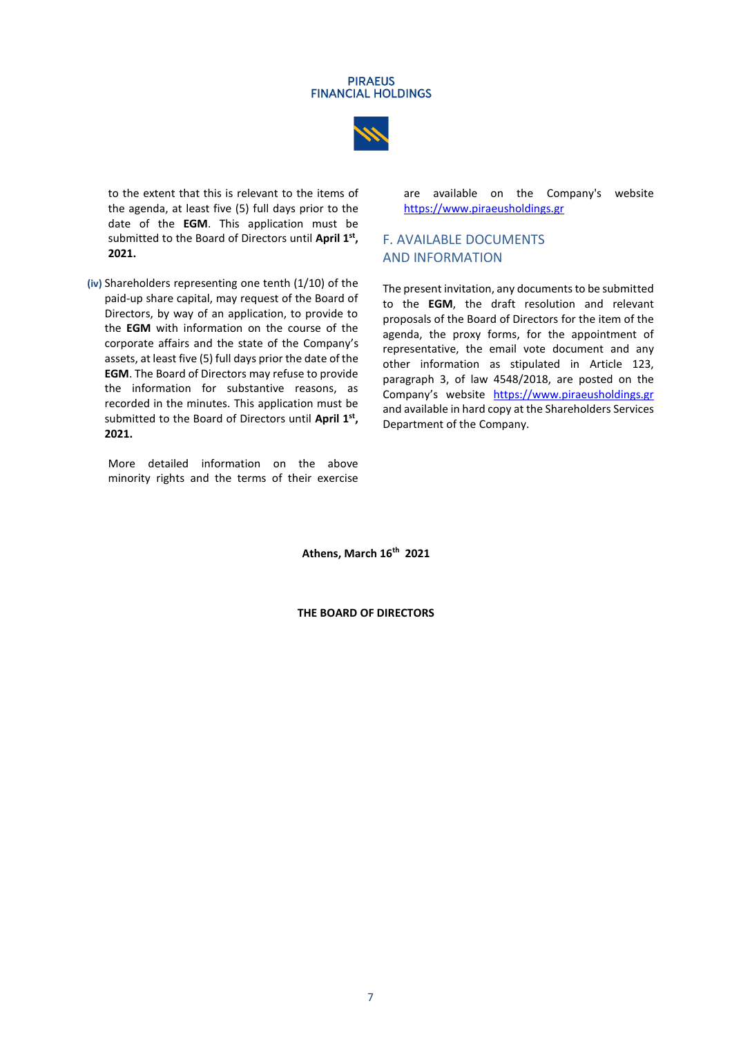to the extent that this is relevant to the items of the agenda, at least five (5) full days prior to the date of the **EGM**. This application must be submitted to the Board of Directors until **April 1st, 2021.**

**(iv)** Shareholders representing one tenth (1/10) of the paid-up share capital, may request of the Board of Directors, by way of an application, to provide to the **EGM** with information on the course of the corporate affairs and the state of the Company's assets, at least five (5) full days prior the date of the **EGM**. The Board of Directors may refuse to provide the information for substantive reasons, as recorded in the minutes. This application must be submitted to the Board of Directors until **April 1st, 2021.**

More detailed information on the above minority rights and the terms of their exercise are available on the Company's website https://www.piraeusholdings.gr

## F. AVAILABLE DOCUMENTS AND INFORMATION

The present invitation, any documents to be submitted to the **EGM**, the draft resolution and relevant proposals of the Board of Directors for the item of the agenda, the proxy forms, for the appointment of representative, the email vote document and any other information as stipulated in Article 123, paragraph 3, of law 4548/2018, are posted on the Company's website https://www.piraeusholdings.gr and available in hard copy at the Shareholders Services Department of the Company.

**Athens, March 16th 2021**

**THE BOARD OF DIRECTORS**